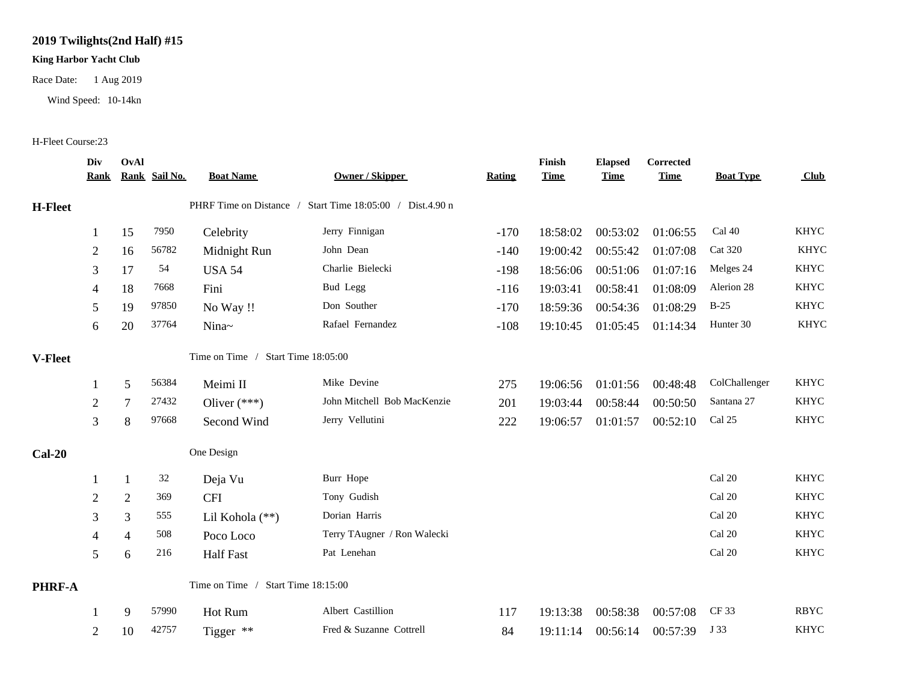# 2019 Twilights(2nd Half) #15

**King Harbor Yacht Club**

Race Date: 1 Aug 2019

Wind Speed: 10-14kn

H-Fleet Course:23

| | Div Rank | OvAl Rank | Sail No. | Boat Name | Owner / Skipper | Rating | Finish Time | Elapsed Time | Corrected Time | Boat Type | Club |
|---|---|---|---|---|---|---|---|---|---|---|---|
| **H-Fleet** | | | | PHRF Time on Distance / Start Time 18:05:00 / Dist.4.90 n | | | | | | | |
| | 1 | 15 | 7950 | Celebrity | Jerry Finnigan | -170 | 18:58:02 | 00:53:02 | 01:06:55 | Cal 40 | KHYC |
| | 2 | 16 | 56782 | Midnight Run | John Dean | -140 | 19:00:42 | 00:55:42 | 01:07:08 | Cat 320 | KHYC |
| | 3 | 17 | 54 | USA 54 | Charlie Bielecki | -198 | 18:56:06 | 00:51:06 | 01:07:16 | Melges 24 | KHYC |
| | 4 | 18 | 7668 | Fini | Bud Legg | -116 | 19:03:41 | 00:58:41 | 01:08:09 | Alerion 28 | KHYC |
| | 5 | 19 | 97850 | No Way !! | Don Souther | -170 | 18:59:36 | 00:54:36 | 01:08:29 | B-25 | KHYC |
| | 6 | 20 | 37764 | Nina~ | Rafael Fernandez | -108 | 19:10:45 | 01:05:45 | 01:14:34 | Hunter 30 | KHYC |
| **V-Fleet** | | | | Time on Time / Start Time 18:05:00 | | | | | | | |
| | 1 | 5 | 56384 | Meimi II | Mike Devine | 275 | 19:06:56 | 01:01:56 | 00:48:48 | ColChallenger | KHYC |
| | 2 | 7 | 27432 | Oliver (***) | John Mitchell Bob MacKenzie | 201 | 19:03:44 | 00:58:44 | 00:50:50 | Santana 27 | KHYC |
| | 3 | 8 | 97668 | Second Wind | Jerry Vellutini | 222 | 19:06:57 | 01:01:57 | 00:52:10 | Cal 25 | KHYC |
| **Cal-20** | | | | One Design | | | | | | | |
| | 1 | 1 | 32 | Deja Vu | Burr Hope | | | | | Cal 20 | KHYC |
| | 2 | 2 | 369 | CFI | Tony Gudish | | | | | Cal 20 | KHYC |
| | 3 | 3 | 555 | Lil Kohola (**) | Dorian Harris | | | | | Cal 20 | KHYC |
| | 4 | 4 | 508 | Poco Loco | Terry TAugner / Ron Walecki | | | | | Cal 20 | KHYC |
| | 5 | 6 | 216 | Half Fast | Pat Lenehan | | | | | Cal 20 | KHYC |
| **PHRF-A** | | | | Time on Time / Start Time 18:15:00 | | | | | | | |
| | 1 | 9 | 57990 | Hot Rum | Albert Castillion | 117 | 19:13:38 | 00:58:38 | 00:57:08 | CF 33 | RBYC |
| | 2 | 10 | 42757 | Tigger ** | Fred & Suzanne Cottrell | 84 | 19:11:14 | 00:56:14 | 00:57:39 | J 33 | KHYC |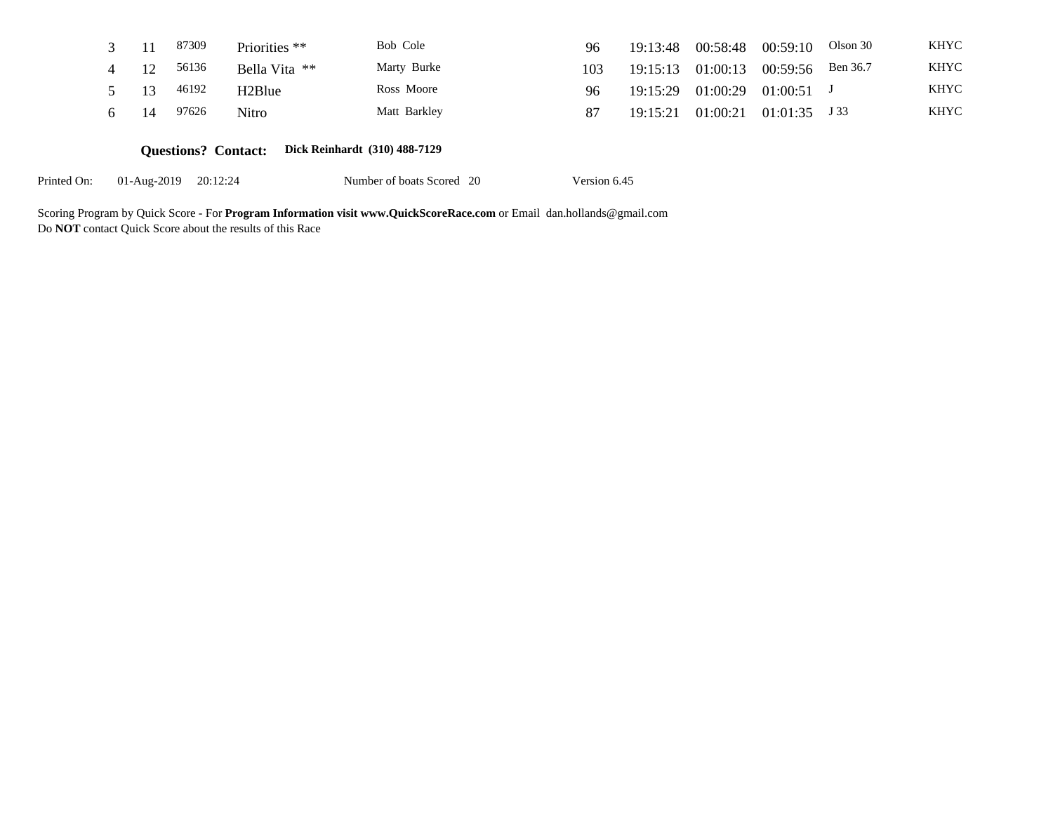| | | | | | | | | | | |
|---|---|---|---|---|---|---|---|---|---|---|
| 3 | 11 | 87309 | Priorities ** | Bob Cole | 96 | 19:13:48 | 00:58:48 | 00:59:10 | Olson 30 | KHYC |
| 4 | 12 | 56136 | Bella Vita ** | Marty Burke | 103 | 19:15:13 | 01:00:13 | 00:59:56 | Ben 36.7 | KHYC |
| 5 | 13 | 46192 | H2Blue | Ross Moore | 96 | 19:15:29 | 01:00:29 | 01:00:51 | J | KHYC |
| 6 | 14 | 97626 | Nitro | Matt Barkley | 87 | 19:15:21 | 01:00:21 | 01:01:35 | J 33 | KHYC |

**Questions? Contact:** **Dick Reinhardt (310) 488-7129**

Printed On: 01-Aug-2019 20:12:24 Number of boats Scored 20 Version 6.45

Scoring Program by Quick Score - For **Program Information visit www.QuickScoreRace.com** or Email dan.hollands@gmail.com
Do **NOT** contact Quick Score about the results of this Race